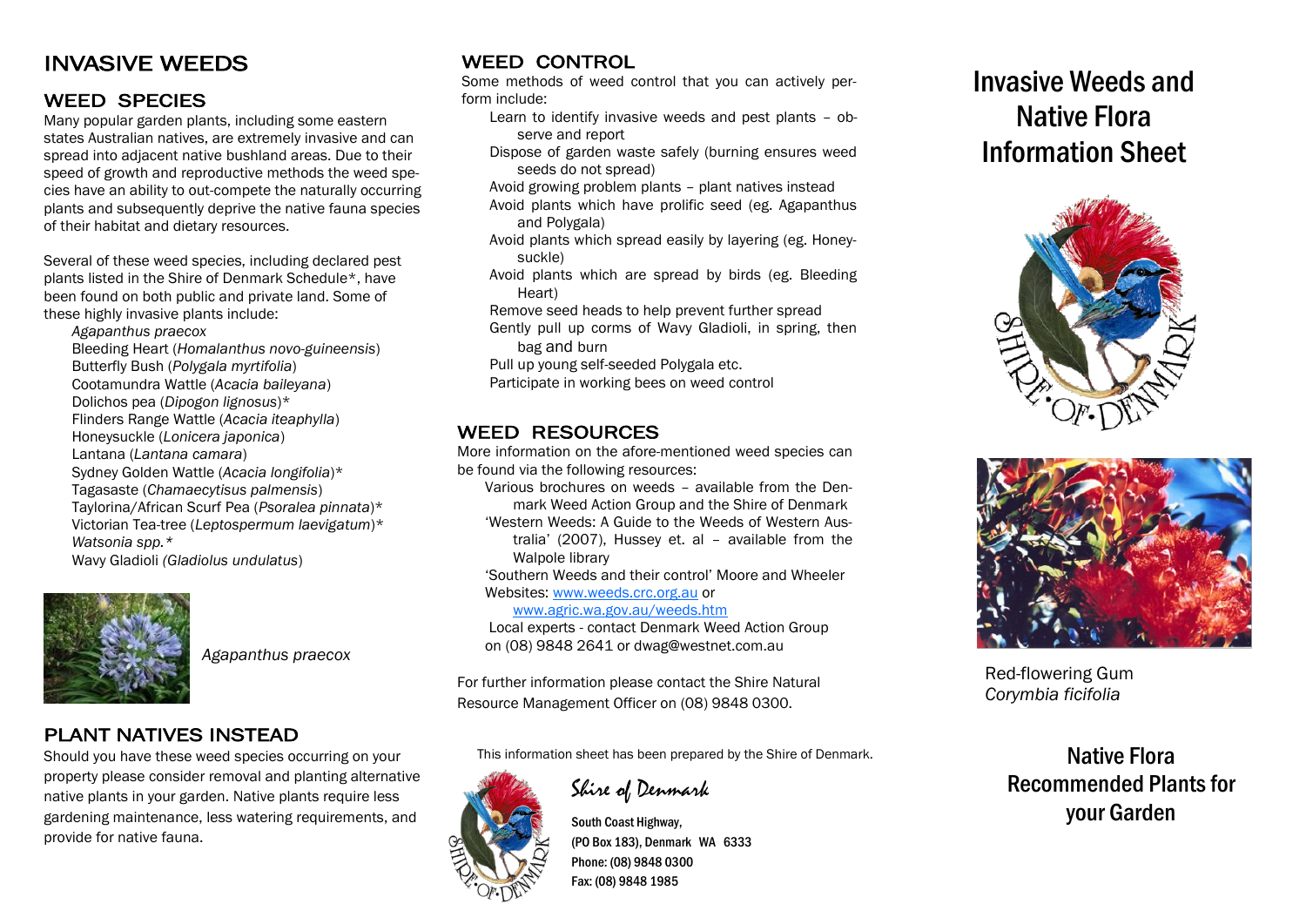# INVASIVE WEEDS

## WEED SPECIES

Many popular garden plants, including some eastern states Australian natives, are extremely invasive and can spread into adjacent native bushland areas. Due to their speed of growth and reproductive methods the weed species have an ability to out-compete the naturally occurring plants and subsequently deprive the native fauna species of their habitat and dietary resources.

Several of these weed species, including declared pest plants listed in the Shire of Denmark Schedule*, have been found on both public and private land. Some of these highly invasive plants include:

- *Agapanthus praecox*
- Bleeding Heart (*Homalanthus novo-guineensis*)
- Butterfly Bush (*Polygala myrtifolia*)
- Cootamundra Wattle (*Acacia baileyana*)
- Dolichos pea (*Dipogon lignosus*)*
- Flinders Range Wattle (*Acacia iteaphylla*)
- Honeysuckle (*Lonicera japonica*)
- Lantana (*Lantana camara*)
- Sydney Golden Wattle (*Acacia longifolia*)*
- Tagasaste (*Chamaecytisus palmensis*)
- Taylorina/African Scurf Pea (*Psoralea pinnata*)*
- Victorian Tea-tree (*Leptospermum laevigatum*)*
- *Watsonia spp.**
- Wavy Gladioli *(Gladiolus undulatus*)

*Agapanthus praecox*

## PLANT NATIVES INSTEAD

Should you have these weed species occurring on your property please consider removal and planting alternative native plants in your garden. Native plants require less gardening maintenance, less watering requirements, and provide for native fauna.

## WEED CONTROL

Some methods of weed control that you can actively perform include:

- Learn to identify invasive weeds and pest plants – observe and report
- Dispose of garden waste safely (burning ensures weed seeds do not spread)
- Avoid growing problem plants – plant natives instead
- Avoid plants which have prolific seed (eg. Agapanthus and Polygala)
- Avoid plants which spread easily by layering (eg. Honeysuckle)
- Avoid plants which are spread by birds (eg. Bleeding Heart)
- Remove seed heads to help prevent further spread
- Gently pull up corms of Wavy Gladioli, in spring, then bag and burn
- Pull up young self-seeded Polygala etc.
- Participate in working bees on weed control

## WEED RESOURCES

More information on the afore-mentioned weed species can be found via the following resources:

- Various brochures on weeds – available from the Denmark Weed Action Group and the Shire of Denmark
- 'Western Weeds: A Guide to the Weeds of Western Australia' (2007), Hussey et. al – available from the Walpole library
- 'Southern Weeds and their control' Moore and Wheeler
- Websites: www.weeds.crc.org.au or www.agric.wa.gov.au/weeds.htm
- Local experts - contact Denmark Weed Action Group on (08) 9848 2641 or dwag@westnet.com.au

For further information please contact the Shire Natural Resource Management Officer on (08) 9848 0300.

This information sheet has been prepared by the Shire of Denmark.

*Shire of Denmark*

South Coast Highway,
(PO Box 183), Denmark WA 6333
Phone: (08) 9848 0300
Fax: (08) 9848 1985

# Invasive Weeds and Native Flora Information Sheet

SHIRE OF DENMARK

Red-flowering Gum
*Corymbia ficifolia*

## Native Flora Recommended Plants for your Garden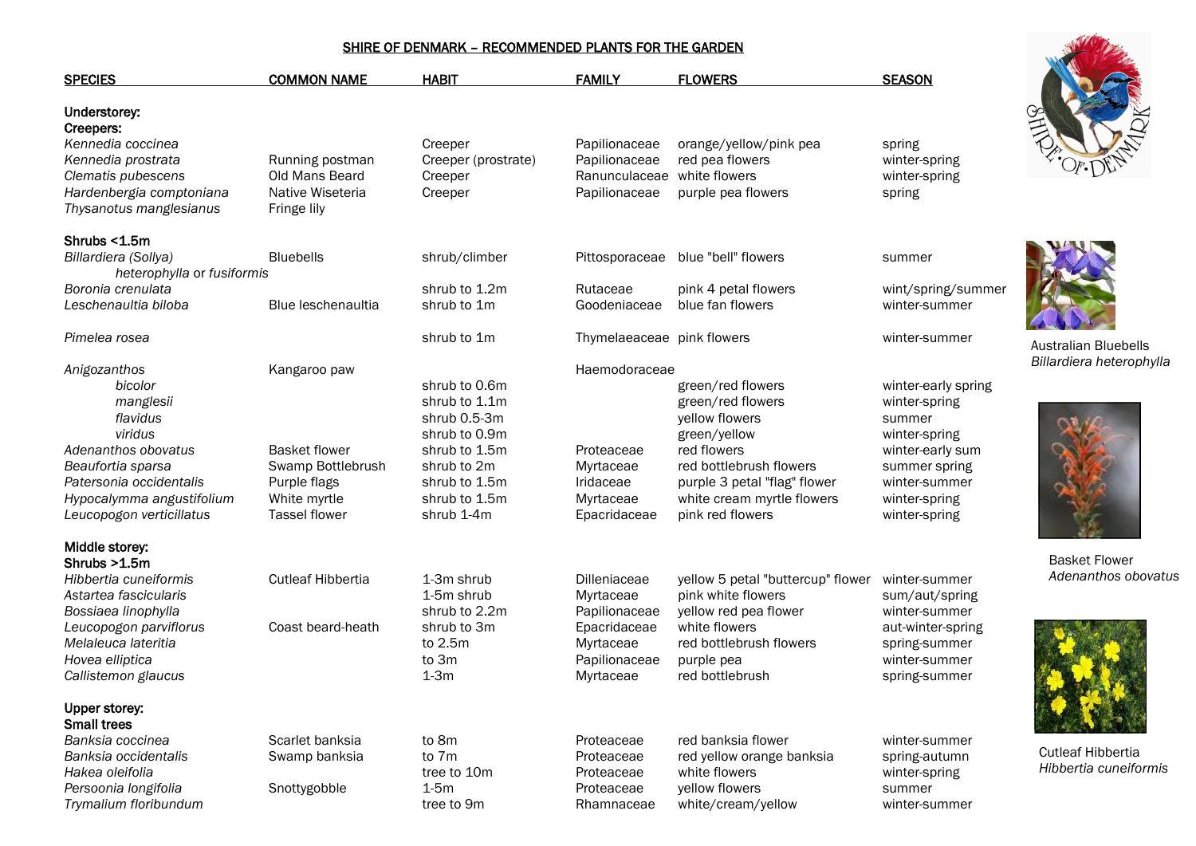# SHIRE OF DENMARK – RECOMMENDED PLANTS FOR THE GARDEN

| SPECIES | COMMON NAME | HABIT | FAMILY | FLOWERS | SEASON |
|---|---|---|---|---|---|
| **Understorey:** | | | | | |
| **Creepers:** | | | | | |
| *Kennedia coccinea* | | Creeper | Papilionaceae | orange/yellow/pink pea | spring |
| *Kennedia prostrata* | Running postman | Creeper (prostrate) | Papilionaceae | red pea flowers | winter-spring |
| *Clematis pubescens* | Old Mans Beard | Creeper | Ranunculaceae | white flowers | winter-spring |
| *Hardenbergia comptoniana* | Native Wiseteria | Creeper | Papilionaceae | purple pea flowers | spring |
| *Thysanotus manglesianus* | Fringe lily | | | | |
| **Shrubs <1.5m** | | | | | |
| *Billardiera (Sollya) heterophylla* or *fusiformis* | Bluebells | shrub/climber | Pittosporaceae | blue "bell" flowers | summer |
| *Boronia crenulata* | | shrub to 1.2m | Rutaceae | pink 4 petal flowers | wint/spring/summer |
| *Leschenaultia biloba* | Blue leschenaultia | shrub to 1m | Goodeniaceae | blue fan flowers | winter-summer |
| *Pimelea rosea* | | shrub to 1m | Thymelaeaceae | pink flowers | winter-summer |
| *Anigozanthos* | Kangaroo paw | | Haemodoraceae | | |
| *bicolor* | | shrub to 0.6m | | green/red flowers | winter-early spring |
| *manglesii* | | shrub to 1.1m | | green/red flowers | winter-spring |
| *flavidus* | | shrub 0.5-3m | | yellow flowers | summer |
| *viridus* | | shrub to 0.9m | | green/yellow | winter-spring |
| *Adenanthos obovatus* | Basket flower | shrub to 1.5m | Proteaceae | red flowers | winter-early sum |
| *Beaufortia sparsa* | Swamp Bottlebrush | shrub to 2m | Myrtaceae | red bottlebrush flowers | summer spring |
| *Patersonia occidentalis* | Purple flags | shrub to 1.5m | Iridaceae | purple 3 petal "flag" flower | winter-summer |
| *Hypocalymma angustifolium* | White myrtle | shrub to 1.5m | Myrtaceae | white cream myrtle flowers | winter-spring |
| *Leucopogon verticillatus* | Tassel flower | shrub 1-4m | Epacridaceae | pink red flowers | winter-spring |
| **Middle storey:** | | | | | |
| **Shrubs >1.5m** | | | | | |
| *Hibbertia cuneiformis* | Cutleaf Hibbertia | 1-3m shrub | Dilleniaceae | yellow 5 petal "buttercup" flower | winter-summer |
| *Astartea fascicularis* | | 1-5m shrub | Myrtaceae | pink white flowers | sum/aut/spring |
| *Bossiaea linophylla* | | shrub to 2.2m | Papilionaceae | yellow red pea flower | winter-summer |
| *Leucopogon parviflorus* | Coast beard-heath | shrub to 3m | Epacridaceae | white flowers | aut-winter-spring |
| *Melaleuca lateritia* | | to 2.5m | Myrtaceae | red bottlebrush flowers | spring-summer |
| *Hovea elliptica* | | to 3m | Papilionaceae | purple pea | winter-summer |
| *Callistemon glaucus* | | 1-3m | Myrtaceae | red bottlebrush | spring-summer |
| **Upper storey:** | | | | | |
| **Small trees** | | | | | |
| *Banksia coccinea* | Scarlet banksia | to 8m | Proteaceae | red banksia flower | winter-summer |
| *Banksia occidentalis* | Swamp banksia | to 7m | Proteaceae | red yellow orange banksia | spring-autumn |
| *Hakea oleifolia* | | tree to 10m | Proteaceae | white flowers | winter-spring |
| *Persoonia longifolia* | Snottygobble | 1-5m | Proteaceae | yellow flowers | summer |
| *Trymalium floribundum* | | tree to 9m | Rhamnaceae | white/cream/yellow | winter-summer |

SHIRE OF DENMARK

Australian Bluebells
*Billardiera heterophylla*

Basket Flower
*Adenanthos obovatus*

Cutleaf Hibbertia
*Hibbertia cuneiformis*